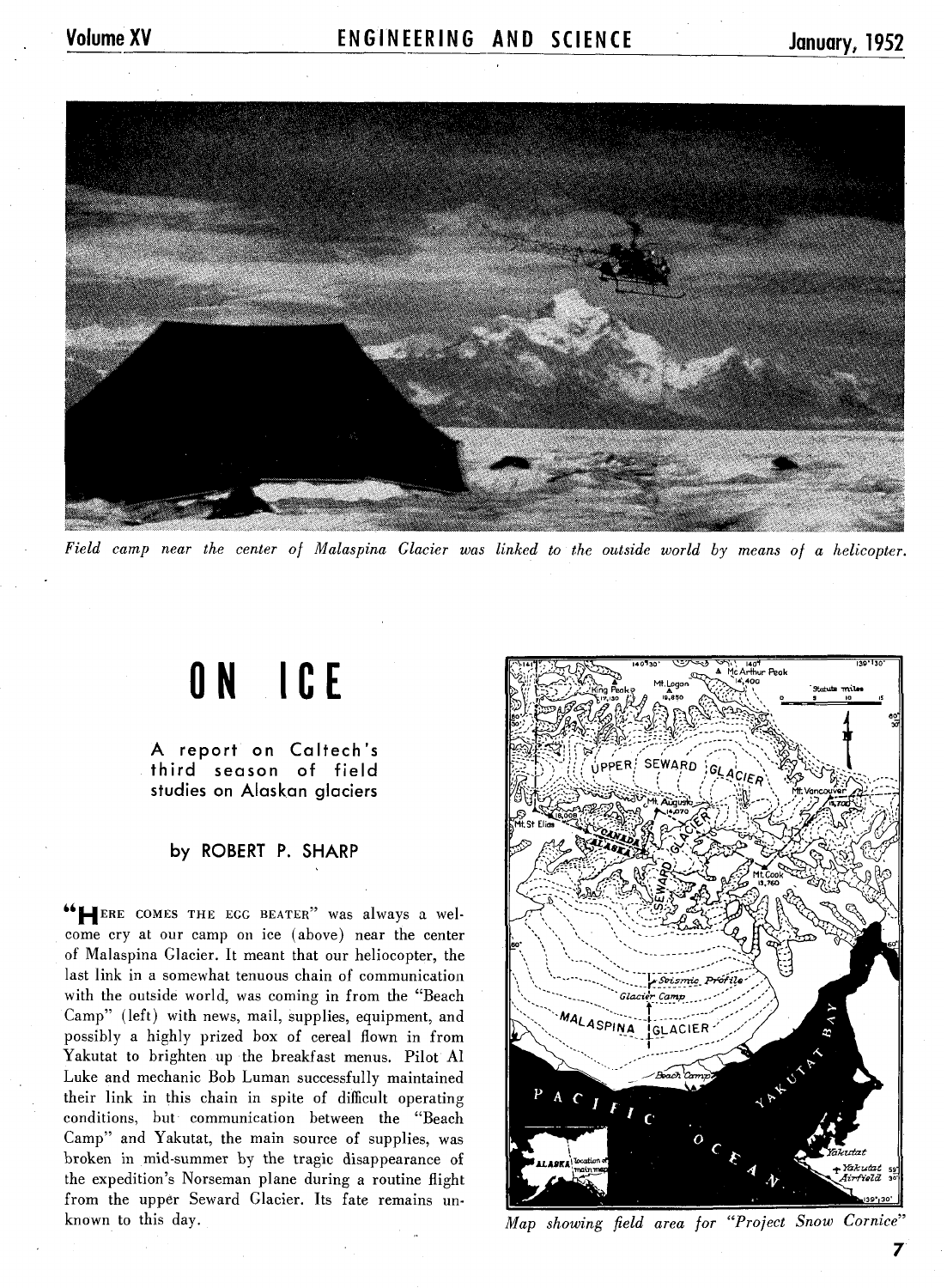*Field camp near the center of Malaspina Glacier was linked to the outside world by means of a helicopter.*

# ON ICE

### A report on Caltech's third season of field studies on Alaskan glaciers

**by ROBERT P. SHARP**

"HERE COMES THE EGG BEATER" was always a welcome cry at our camp on ice (above) near the center of Malaspina Glacier. It meant that our heliocopter, the last link in a somewhat tenuous chain of communication with the outside world, was coming in from the "Beach Camp" (left) with news, mail, supplies, equipment, and possibly a highly prized box of cereal flown in from Yakutat to brighten up the breakfast menus. Pilot Al Luke and mechanic Bob Luman successfully maintained their link in this chain in spite of difficult operating conditions, but communication between the "Beach Camp" and Yakutat, the main source of supplies, was broken in mid-summer by the tragic disappearance of the expedition's Norseman plane during a routine flight from the upper Seward Glacier. Its fate remains unknown to this day.

*Map showing field area for "Project Snow Cornice"*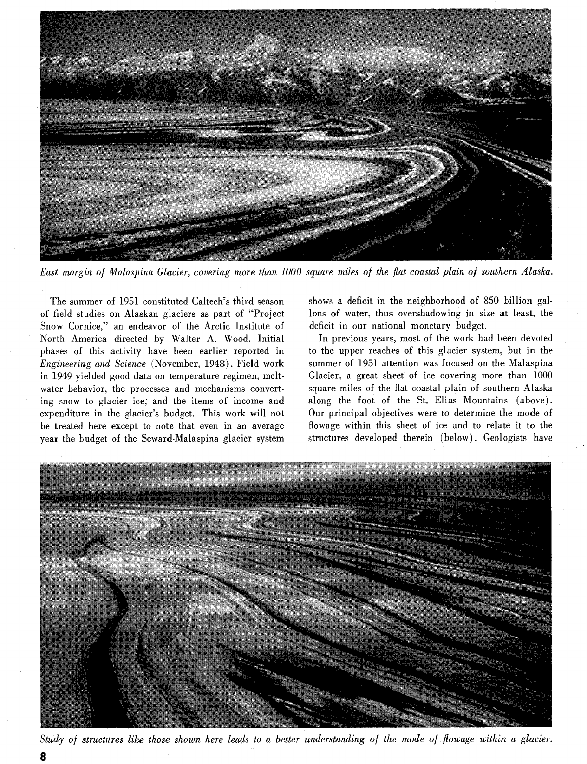*East margin of Malaspina Glacier, covering more than 1000 square miles of the flat coastal plain of southern Alaska.*

The summer of 1951 constituted Caltech's third season of field studies on Alaskan glaciers as part of "Project Snow Cornice," an endeavor of the Arctic Institute of North America directed by Walter A. Wood. Initial phases of this activity have been earlier reported in *Engineering and Science* (November, 1948). Field work in 1949 yielded good data on temperature regimen, meltwater behavior, the processes and mechanisms converting snow to glacier ice, and the items of income and expenditure in the glacier's budget. This work will not be treated here except to note that even in an average year the budget of the Seward-Malaspina glacier system shows a deficit in the neighborhood of 850 billion gallons of water, thus overshadowing in size at least, the deficit in our national monetary budget.

In previous years, most of the work had been devoted to the upper reaches of this glacier system, but in the summer of 1951 attention was focused on the Malaspina Glacier, a great sheet of ice covering more than 1000 square miles of the flat coastal plain of southern Alaska along the foot of the St. Elias Mountains (above). Our principal objectives were to determine the mode of flowage within this sheet of ice and to relate it to the structures developed therein (below). Geologists have

*Study of structures like those shown here leads to a better understanding of the mode of flowage within a glacier.*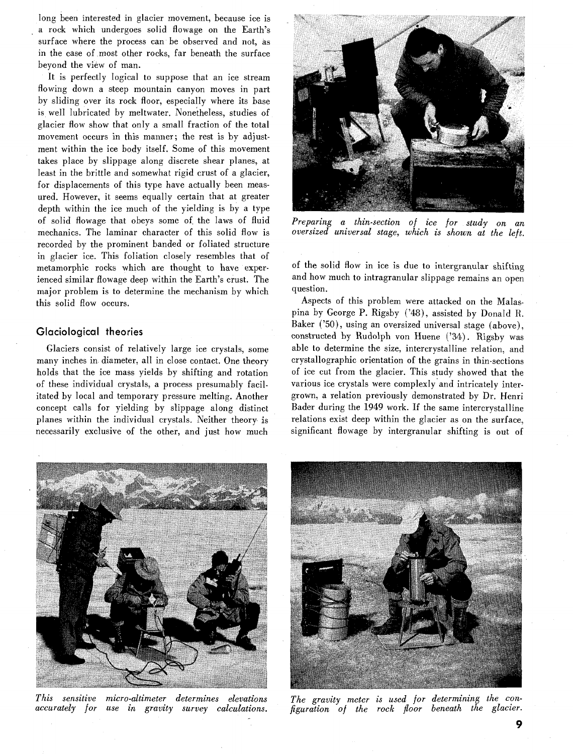long been interested in glacier movement, because ice is a rock which undergoes solid flowage on the Earth's surface where the process can be observed and not, as in the case of most other rocks, far beneath the surface beyond the view of man.

It is perfectly logical to suppose that an ice stream flowing down a steep mountain canyon moves in part by sliding over its rock floor, especially where its base is well lubricated by meltwater. Nonetheless, studies of glacier flow show that only a small fraction of the total movement occurs in this manner; the rest is by adjustment within the ice body itself. Some of this movement takes place by slippage along discrete shear planes, at least in the brittle and somewhat rigid crust of a glacier, for displacements of this type have actually been measured. However, it seems equally certain that at greater depth within the ice much of the yielding is by a type of solid flowage that obeys some of the laws of fluid mechanics. The laminar character of this solid flow is recorded by the prominent banded or foliated structure in glacier ice. This foliation closely resembles that of metamorphic rocks which are thought to have experienced similar flowage deep within the Earth's crust. The major problem is to determine the mechanism by which this solid flow occurs.

## Glaciological theories

Glaciers consist of relatively large ice crystals, some many inches in diameter, all in close contact. One theory holds that the ice mass yields by shifting and rotation of these individual crystals, a process presumably facilitated by local and temporary pressure melting. Another concept calls for yielding by slippage along distinct planes within the individual crystals. Neither theory is necessarily exclusive of the other, and just how much of the solid flow in ice is due to intergranular shifting and how much to intragranular slippage remains an open question.

*Preparing a thin-section of ice for study on an oversized universal stage, which is shown at the left.*

Aspects of this problem were attacked on the Malaspina by George P. Rigsby ('48), assisted by Donald R. Baker ('50), using an oversized universal stage (above), constructed by Rudolph von Huene ('34). Rigsby was able to determine the size, intercrystalline relation, and crystallographic orientation of the grains in thin-sections of ice cut from the glacier. This study showed that the various ice crystals were complexly and intricately intergrown, a relation previously demonstrated by Dr. Henri Bader during the 1949 work. If the same intercrystalline relations exist deep within the glacier as on the surface, significant flowage by intergranular shifting is out of

*This sensitive micro-altimeter determines elevations accurately for use in gravity survey calculations.*

*The gravity meter is used for determining the configuration of the rock floor beneath the glacier.*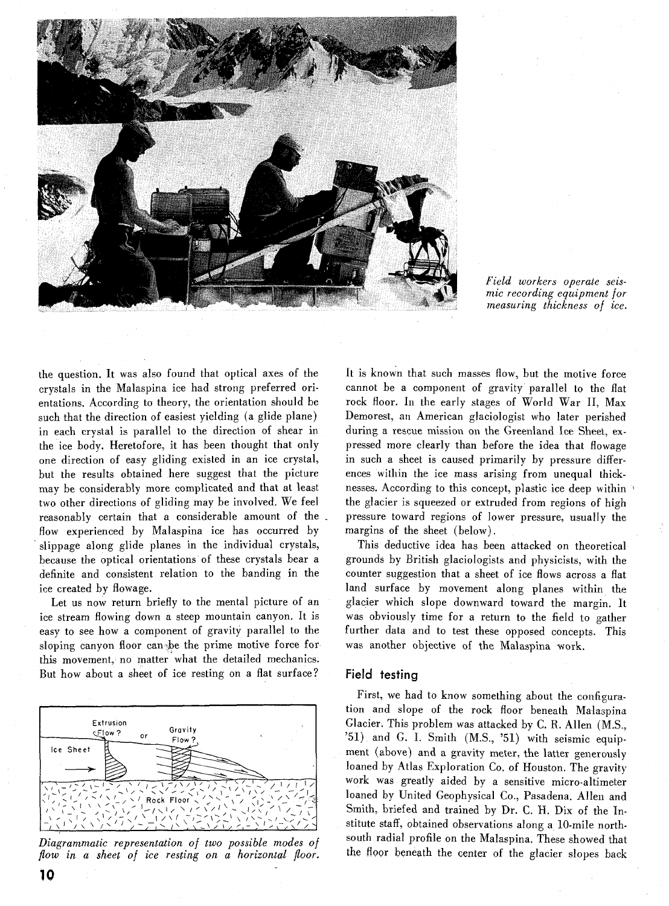*Field workers operate seismic recording equipment for measuring thickness of ice.*

the question. It was also found that optical axes of the crystals in the Malaspina ice had strong preferred orientations. According to theory, the orientation should be such that the direction of easiest yielding (a glide plane) in each crystal is parallel to the direction of shear in the ice body. Heretofore, it has been thought that only one direction of easy gliding existed in an ice crystal, but the results obtained here suggest that the picture may be considerably more complicated and that at least two other directions of gliding may be involved. We feel reasonably certain that a considerable amount of the flow experienced by Malaspina ice has occurred by slippage along glide planes in the individual crystals, because the optical orientations of these crystals bear a definite and consistent relation to the banding in the ice created by flowage.

Let us now return briefly to the mental picture of an ice stream flowing down a steep mountain canyon. It is easy to see how a component of gravity parallel to the sloping canyon floor can be the prime motive force for this movement, no matter what the detailed mechanics. But how about a sheet of ice resting on a flat surface?

*Diagrammatic representation of two possible modes of flow in a sheet of ice resting on a horizontal floor.*

It is known that such masses flow, but the motive force cannot be a component of gravity parallel to the flat rock floor. In the early stages of World War II, Max Demorest, an American glaciologist who later perished during a rescue mission on the Greenland Ice Sheet, expressed more clearly than before the idea that flowage in such a sheet is caused primarily by pressure differences within the ice mass arising from unequal thicknesses. According to this concept, plastic ice deep within the glacier is squeezed or extruded from regions of high pressure toward regions of lower pressure, usually the margins of the sheet (below).

This deductive idea has been attacked on theoretical grounds by British glaciologists and physicists, with the counter suggestion that a sheet of ice flows across a flat land surface by movement along planes within the glacier which slope downward toward the margin. It was obviously time for a return to the field to gather further data and to test these opposed concepts. This was another objective of the Malaspina work.

## Field testing

First, we had to know something about the configuration and slope of the rock floor beneath Malaspina Glacier. This problem was attacked by C. R. Allen (M.S., '51) and G. I. Smith (M.S., '51) with seismic equipment (above) and a gravity meter, the latter generously loaned by Atlas Exploration Co. of Houston. The gravity work was greatly aided by a sensitive micro-altimeter loaned by United Geophysical Co., Pasadena. Allen and Smith, briefed and trained by Dr. C. H. Dix of the Institute staff, obtained observations along a 10-mile north-south radial profile on the Malaspina. These showed that the floor beneath the center of the glacier slopes back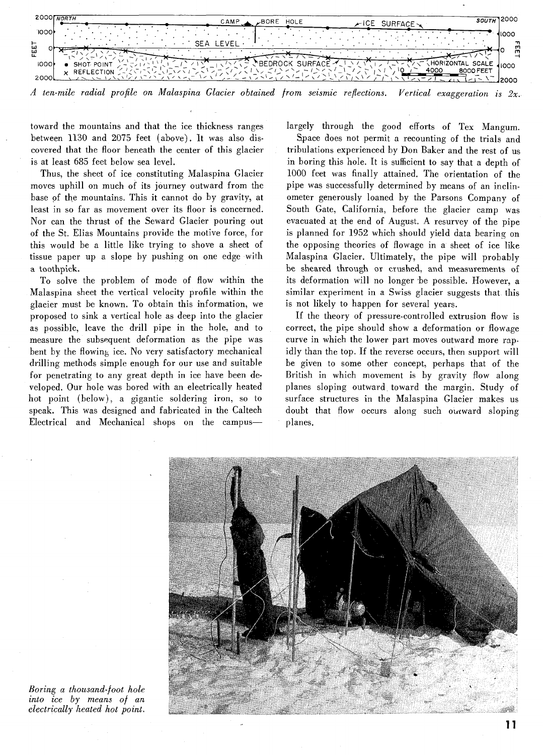2000 NORTH CAMP BORE HOLE ICE SURFACE SOUTH 2000
1000 1000
FEET 0 SEA LEVEL 0 FEET
1000 • SHOT POINT BEDROCK SURFACE HORIZONTAL SCALE 1000
2000 × REFLECTION 0 4000 8000 FEET 2000

*A ten-mile radial profile on Malaspina Glacier obtained from seismic reflections. Vertical exaggeration is 2x.*

toward the mountains and that the ice thickness ranges between 1130 and 2075 feet (above). It was also discovered that the floor beneath the center of this glacier is at least 685 feet below sea level.

Thus, the sheet of ice constituting Malaspina Glacier moves uphill on much of its journey outward from the base of the mountains. This it cannot do by gravity, at least in so far as movement over its floor is concerned. Nor can the thrust of the Seward Glacier pouring out of the St. Elias Mountains provide the motive force, for this would be a little like trying to shove a sheet of tissue paper up a slope by pushing on one edge with a toothpick.

To solve the problem of mode of flow within the Malaspina sheet the vertical velocity profile within the glacier must be known. To obtain this information, we proposed to sink a vertical hole as deep into the glacier as possible, leave the drill pipe in the hole, and to measure the subsequent deformation as the pipe was bent by the flowing ice. No very satisfactory mechanical drilling methods simple enough for our use and suitable for penetrating to any great depth in ice have been developed. Our hole was bored with an electrically heated hot point (below), a gigantic soldering iron, so to speak. This was designed and fabricated in the Caltech Electrical and Mechanical shops on the campus—largely through the good efforts of Tex Mangum.

Space does not permit a recounting of the trials and tribulations experienced by Don Baker and the rest of us in boring this hole. It is sufficient to say that a depth of 1000 feet was finally attained. The orientation of the pipe was successfully determined by means of an inclinometer generously loaned by the Parsons Company of South Gate, California, before the glacier camp was evacuated at the end of August. A resurvey of the pipe is planned for 1952 which should yield data bearing on the opposing theories of flowage in a sheet of ice like Malaspina Glacier. Ultimately, the pipe will probably be sheared through or crushed, and measurements of its deformation will no longer be possible. However, a similar experiment in a Swiss glacier suggests that this is not likely to happen for several years.

If the theory of pressure-controlled extrusion flow is correct, the pipe should show a deformation or flowage curve in which the lower part moves outward more rapidly than the top. If the reverse occurs, then support will be given to some other concept, perhaps that of the British in which movement is by gravity flow along planes sloping outward toward the margin. Study of surface structures in the Malaspina Glacier makes us doubt that flow occurs along such outward sloping planes.

*Boring a thousand-foot hole into ice by means of an electrically heated hot point.*